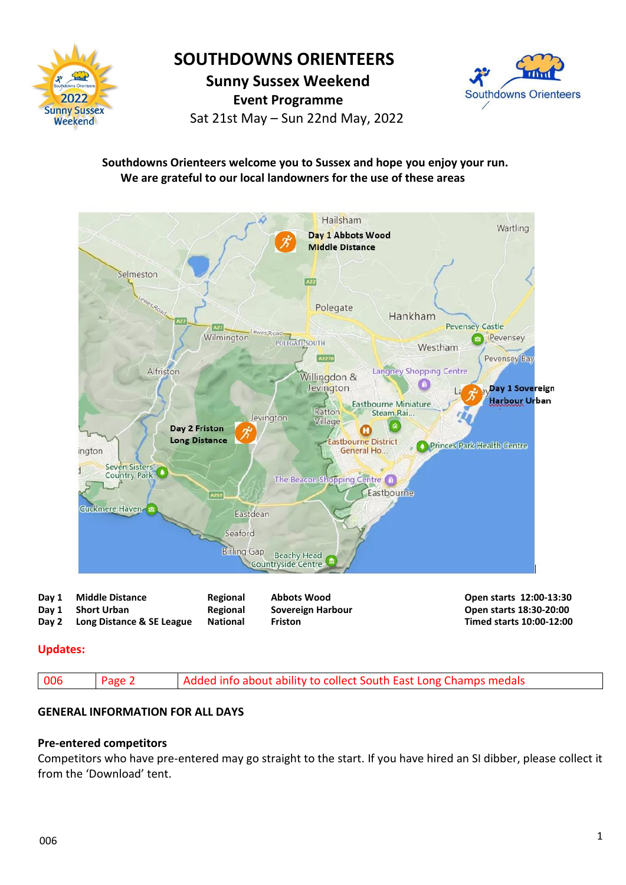# SOUTHDOWNS ORIENTEERS

## Sunny Sussex Weekend

### Event Programme

Sat 21st May – Sun 22nd May, 2022

**Southdowns Orienteers welcome you to Sussex and hope you enjoy your run.**
**We are grateful to our local landowners for the use of these areas**

| | | | | |
|---|---|---|---|---|
| **Day 1** | **Middle Distance** | **Regional** | **Abbots Wood** | **Open starts 12:00-13:30** |
| **Day 1** | **Short Urban** | **Regional** | **Sovereign Harbour** | **Open starts 18:30-20:00** |
| **Day 2** | **Long Distance & SE League** | **National** | **Friston** | **Timed starts 10:00-12:00** |

**Updates:**

| | | |
|---|---|---|
| 006 | Page 2 | Added info about ability to collect South East Long Champs medals |

**GENERAL INFORMATION FOR ALL DAYS**

**Pre-entered competitors**

Competitors who have pre-entered may go straight to the start. If you have hired an SI dibber, please collect it from the 'Download' tent.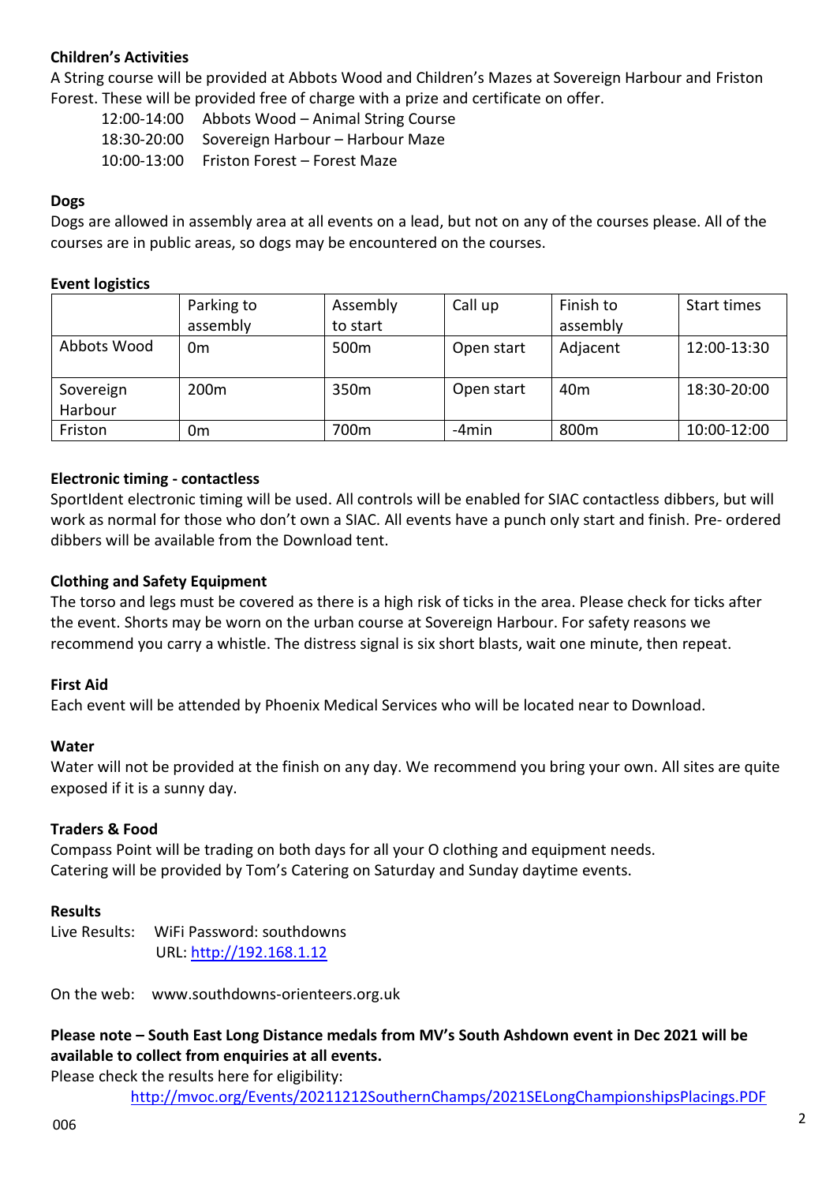**Children's Activities**

A String course will be provided at Abbots Wood and Children's Mazes at Sovereign Harbour and Friston Forest. These will be provided free of charge with a prize and certificate on offer.

12:00-14:00 Abbots Wood – Animal String Course
18:30-20:00 Sovereign Harbour – Harbour Maze
10:00-13:00 Friston Forest – Forest Maze

**Dogs**

Dogs are allowed in assembly area at all events on a lead, but not on any of the courses please. All of the courses are in public areas, so dogs may be encountered on the courses.

**Event logistics**

| | Parking to assembly | Assembly to start | Call up | Finish to assembly | Start times |
|---|---|---|---|---|---|
| Abbots Wood | 0m | 500m | Open start | Adjacent | 12:00-13:30 |
| Sovereign Harbour | 200m | 350m | Open start | 40m | 18:30-20:00 |
| Friston | 0m | 700m | -4min | 800m | 10:00-12:00 |

**Electronic timing - contactless**

SportIdent electronic timing will be used. All controls will be enabled for SIAC contactless dibbers, but will work as normal for those who don't own a SIAC. All events have a punch only start and finish. Pre- ordered dibbers will be available from the Download tent.

**Clothing and Safety Equipment**

The torso and legs must be covered as there is a high risk of ticks in the area. Please check for ticks after the event. Shorts may be worn on the urban course at Sovereign Harbour. For safety reasons we recommend you carry a whistle. The distress signal is six short blasts, wait one minute, then repeat.

**First Aid**

Each event will be attended by Phoenix Medical Services who will be located near to Download.

**Water**

Water will not be provided at the finish on any day. We recommend you bring your own. All sites are quite exposed if it is a sunny day.

**Traders & Food**

Compass Point will be trading on both days for all your O clothing and equipment needs.
Catering will be provided by Tom's Catering on Saturday and Sunday daytime events.

**Results**

Live Results: WiFi Password: southdowns
URL: http://192.168.1.12

On the web: www.southdowns-orienteers.org.uk

**Please note – South East Long Distance medals from MV's South Ashdown event in Dec 2021 will be available to collect from enquiries at all events.**

Please check the results here for eligibility:
http://mvoc.org/Events/20211212SouthernChamps/2021SELongChampionshipsPlacings.PDF

006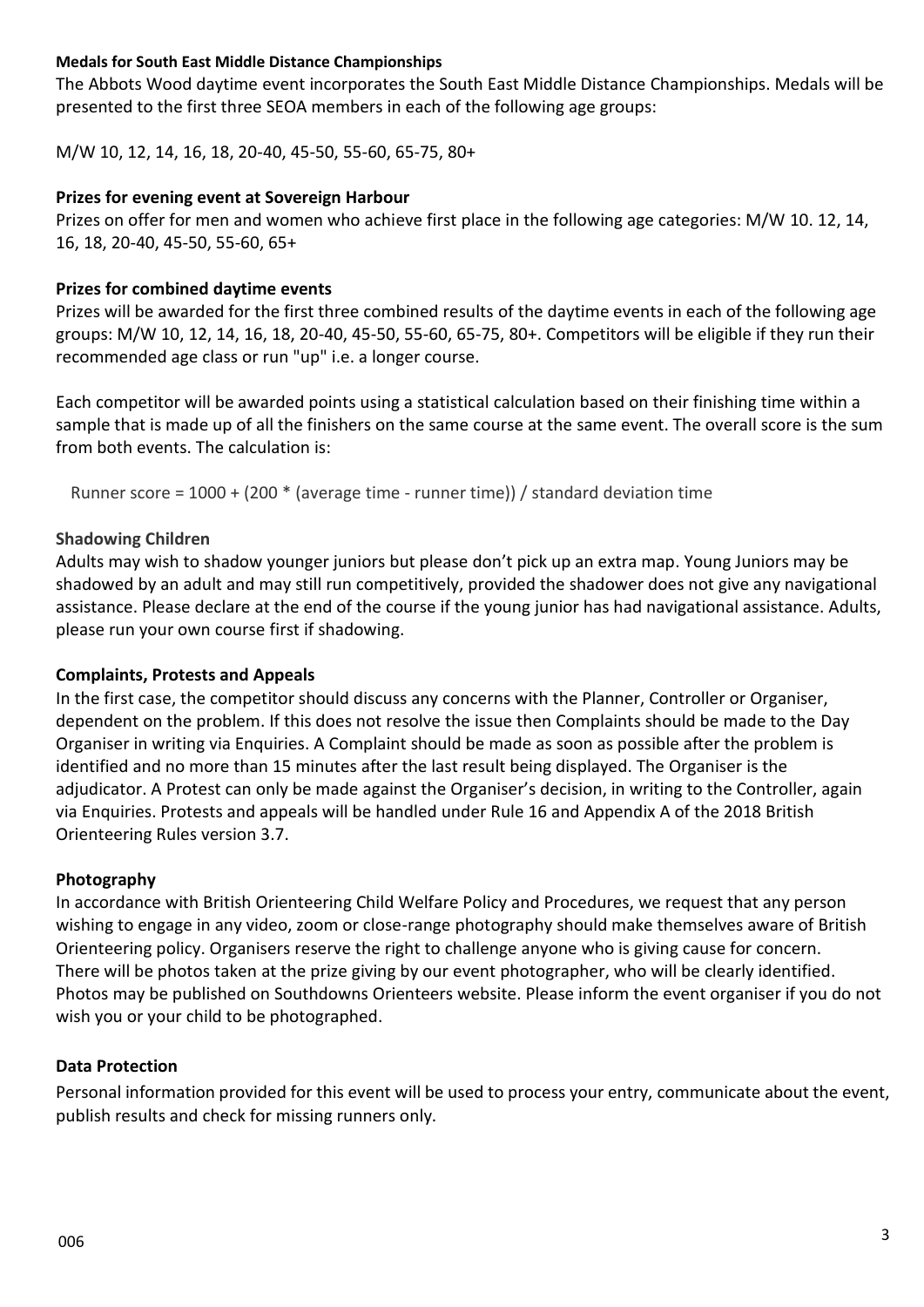**Medals for South East Middle Distance Championships**

The Abbots Wood daytime event incorporates the South East Middle Distance Championships. Medals will be presented to the first three SEOA members in each of the following age groups:

M/W 10, 12, 14, 16, 18, 20-40, 45-50, 55-60, 65-75, 80+

**Prizes for evening event at Sovereign Harbour**

Prizes on offer for men and women who achieve first place in the following age categories: M/W 10. 12, 14, 16, 18, 20-40, 45-50, 55-60, 65+

**Prizes for combined daytime events**

Prizes will be awarded for the first three combined results of the daytime events in each of the following age groups: M/W 10, 12, 14, 16, 18, 20-40, 45-50, 55-60, 65-75, 80+. Competitors will be eligible if they run their recommended age class or run "up" i.e. a longer course.

Each competitor will be awarded points using a statistical calculation based on their finishing time within a sample that is made up of all the finishers on the same course at the same event. The overall score is the sum from both events. The calculation is:

Runner score = 1000 + (200 * (average time - runner time)) / standard deviation time

**Shadowing Children**

Adults may wish to shadow younger juniors but please don't pick up an extra map. Young Juniors may be shadowed by an adult and may still run competitively, provided the shadower does not give any navigational assistance. Please declare at the end of the course if the young junior has had navigational assistance. Adults, please run your own course first if shadowing.

**Complaints, Protests and Appeals**

In the first case, the competitor should discuss any concerns with the Planner, Controller or Organiser, dependent on the problem. If this does not resolve the issue then Complaints should be made to the Day Organiser in writing via Enquiries. A Complaint should be made as soon as possible after the problem is identified and no more than 15 minutes after the last result being displayed. The Organiser is the adjudicator. A Protest can only be made against the Organiser's decision, in writing to the Controller, again via Enquiries. Protests and appeals will be handled under Rule 16 and Appendix A of the 2018 British Orienteering Rules version 3.7.

**Photography**

In accordance with British Orienteering Child Welfare Policy and Procedures, we request that any person wishing to engage in any video, zoom or close-range photography should make themselves aware of British Orienteering policy. Organisers reserve the right to challenge anyone who is giving cause for concern. There will be photos taken at the prize giving by our event photographer, who will be clearly identified. Photos may be published on Southdowns Orienteers website. Please inform the event organiser if you do not wish you or your child to be photographed.

**Data Protection**

Personal information provided for this event will be used to process your entry, communicate about the event, publish results and check for missing runners only.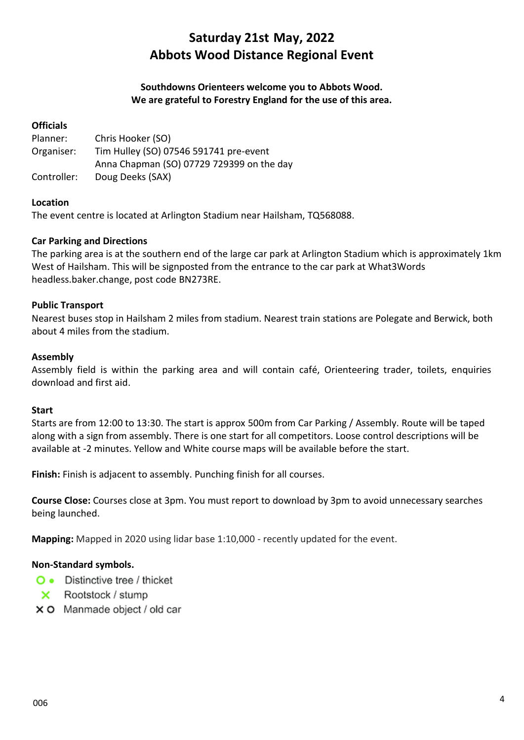# Saturday 21st May, 2022
# Abbots Wood Distance Regional Event

**Southdowns Orienteers welcome you to Abbots Wood.**
**We are grateful to Forestry England for the use of this area.**

**Officials**

Planner: Chris Hooker (SO)
Organiser: Tim Hulley (SO) 07546 591741 pre-event
Anna Chapman (SO) 07729 729399 on the day
Controller: Doug Deeks (SAX)

**Location**

The event centre is located at Arlington Stadium near Hailsham, TQ568088.

**Car Parking and Directions**

The parking area is at the southern end of the large car park at Arlington Stadium which is approximately 1km West of Hailsham. This will be signposted from the entrance to the car park at What3Words headless.baker.change, post code BN273RE.

**Public Transport**

Nearest buses stop in Hailsham 2 miles from stadium. Nearest train stations are Polegate and Berwick, both about 4 miles from the stadium.

**Assembly**

Assembly field is within the parking area and will contain café, Orienteering trader, toilets, enquiries download and first aid.

**Start**

Starts are from 12:00 to 13:30. The start is approx 500m from Car Parking / Assembly. Route will be taped along with a sign from assembly. There is one start for all competitors. Loose control descriptions will be available at -2 minutes. Yellow and White course maps will be available before the start.

**Finish:** Finish is adjacent to assembly. Punching finish for all courses.

**Course Close:** Courses close at 3pm. You must report to download by 3pm to avoid unnecessary searches being launched.

**Mapping:** Mapped in 2020 using lidar base 1:10,000 - recently updated for the event.

**Non-Standard symbols.**

- O • Distinctive tree / thicket
- X Rootstock / stump
- X O Manmade object / old car

006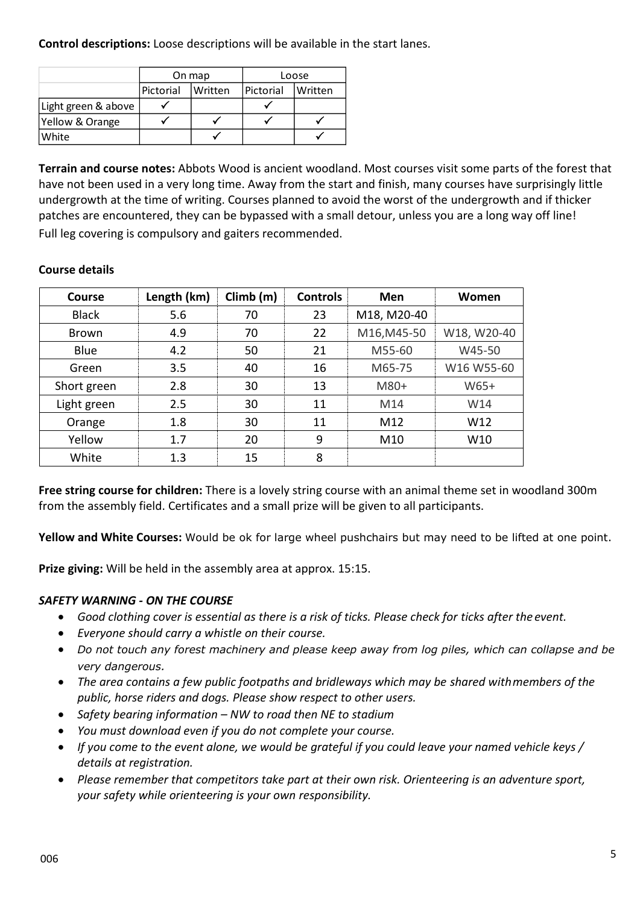**Control descriptions:** Loose descriptions will be available in the start lanes.

| | On map | | Loose | |
|---|---|---|---|---|
| | Pictorial | Written | Pictorial | Written |
| Light green & above | ✓ | | ✓ | |
| Yellow & Orange | ✓ | ✓ | ✓ | ✓ |
| White | | ✓ | | ✓ |

**Terrain and course notes:** Abbots Wood is ancient woodland. Most courses visit some parts of the forest that have not been used in a very long time. Away from the start and finish, many courses have surprisingly little undergrowth at the time of writing. Courses planned to avoid the worst of the undergrowth and if thicker patches are encountered, they can be bypassed with a small detour, unless you are a long way off line!
Full leg covering is compulsory and gaiters recommended.

**Course details**

| Course | Length (km) | Climb (m) | Controls | Men | Women |
|---|---|---|---|---|---|
| Black | 5.6 | 70 | 23 | M18, M20-40 | |
| Brown | 4.9 | 70 | 22 | M16,M45-50 | W18, W20-40 |
| Blue | 4.2 | 50 | 21 | M55-60 | W45-50 |
| Green | 3.5 | 40 | 16 | M65-75 | W16 W55-60 |
| Short green | 2.8 | 30 | 13 | M80+ | W65+ |
| Light green | 2.5 | 30 | 11 | M14 | W14 |
| Orange | 1.8 | 30 | 11 | M12 | W12 |
| Yellow | 1.7 | 20 | 9 | M10 | W10 |
| White | 1.3 | 15 | 8 | | |

**Free string course for children:** There is a lovely string course with an animal theme set in woodland 300m from the assembly field. Certificates and a small prize will be given to all participants.

**Yellow and White Courses:** Would be ok for large wheel pushchairs but may need to be lifted at one point.

**Prize giving:** Will be held in the assembly area at approx. 15:15.

***SAFETY WARNING - ON THE COURSE***

- *Good clothing cover is essential as there is a risk of ticks. Please check for ticks after the event.*
- *Everyone should carry a whistle on their course.*
- *Do not touch any forest machinery and please keep away from log piles, which can collapse and be very dangerous.*
- *The area contains a few public footpaths and bridleways which may be shared with members of the public, horse riders and dogs. Please show respect to other users.*
- *Safety bearing information – NW to road then NE to stadium*
- *You must download even if you do not complete your course.*
- *If you come to the event alone, we would be grateful if you could leave your named vehicle keys / details at registration.*
- *Please remember that competitors take part at their own risk. Orienteering is an adventure sport, your safety while orienteering is your own responsibility.*

006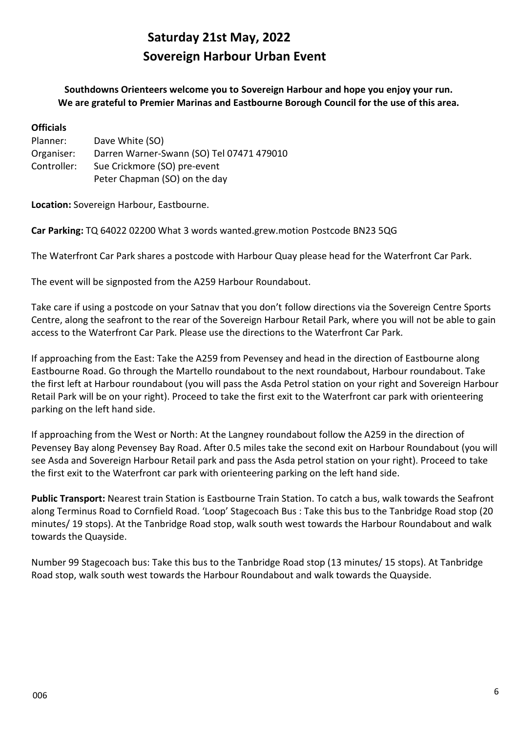# Saturday 21st May, 2022
# Sovereign Harbour Urban Event

**Southdowns Orienteers welcome you to Sovereign Harbour and hope you enjoy your run. We are grateful to Premier Marinas and Eastbourne Borough Council for the use of this area.**

**Officials**

| | |
|---|---|
| Planner: | Dave White (SO) |
| Organiser: | Darren Warner-Swann (SO) Tel 07471 479010 |
| Controller: | Sue Crickmore (SO) pre-event |
| | Peter Chapman (SO) on the day |

**Location:** Sovereign Harbour, Eastbourne.

**Car Parking:** TQ 64022 02200 What 3 words wanted.grew.motion Postcode BN23 5QG

The Waterfront Car Park shares a postcode with Harbour Quay please head for the Waterfront Car Park.

The event will be signposted from the A259 Harbour Roundabout.

Take care if using a postcode on your Satnav that you don't follow directions via the Sovereign Centre Sports Centre, along the seafront to the rear of the Sovereign Harbour Retail Park, where you will not be able to gain access to the Waterfront Car Park. Please use the directions to the Waterfront Car Park.

If approaching from the East: Take the A259 from Pevensey and head in the direction of Eastbourne along Eastbourne Road. Go through the Martello roundabout to the next roundabout, Harbour roundabout. Take the first left at Harbour roundabout (you will pass the Asda Petrol station on your right and Sovereign Harbour Retail Park will be on your right). Proceed to take the first exit to the Waterfront car park with orienteering parking on the left hand side.

If approaching from the West or North: At the Langney roundabout follow the A259 in the direction of Pevensey Bay along Pevensey Bay Road. After 0.5 miles take the second exit on Harbour Roundabout (you will see Asda and Sovereign Harbour Retail park and pass the Asda petrol station on your right). Proceed to take the first exit to the Waterfront car park with orienteering parking on the left hand side.

**Public Transport:** Nearest train Station is Eastbourne Train Station. To catch a bus, walk towards the Seafront along Terminus Road to Cornfield Road. 'Loop' Stagecoach Bus : Take this bus to the Tanbridge Road stop (20 minutes/ 19 stops). At the Tanbridge Road stop, walk south west towards the Harbour Roundabout and walk towards the Quayside.

Number 99 Stagecoach bus: Take this bus to the Tanbridge Road stop (13 minutes/ 15 stops). At Tanbridge Road stop, walk south west towards the Harbour Roundabout and walk towards the Quayside.

006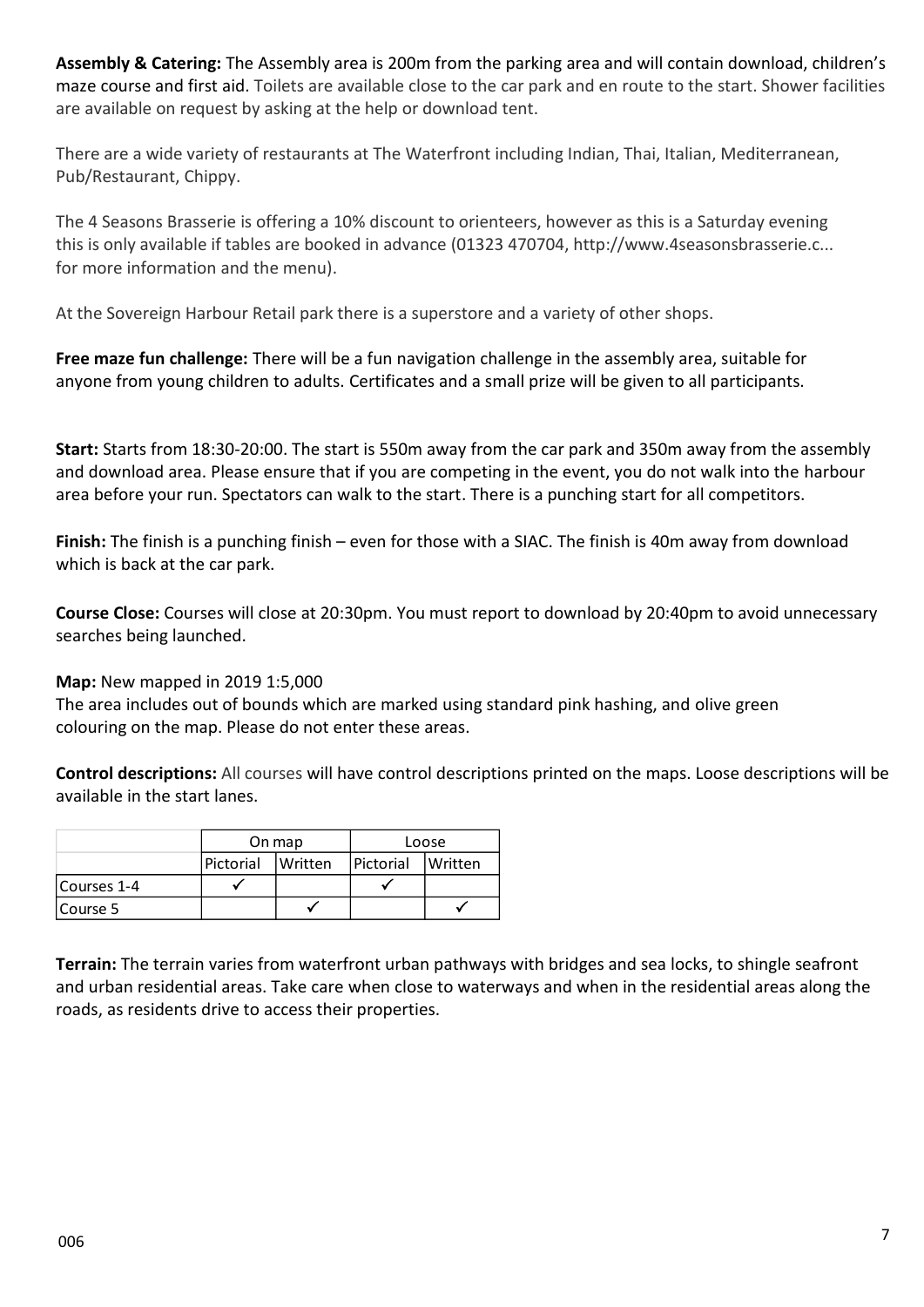**Assembly & Catering:** The Assembly area is 200m from the parking area and will contain download, children's maze course and first aid. Toilets are available close to the car park and en route to the start. Shower facilities are available on request by asking at the help or download tent.

There are a wide variety of restaurants at The Waterfront including Indian, Thai, Italian, Mediterranean, Pub/Restaurant, Chippy.

The 4 Seasons Brasserie is offering a 10% discount to orienteers, however as this is a Saturday evening this is only available if tables are booked in advance (01323 470704, http://www.4seasonsbrasserie.c... for more information and the menu).

At the Sovereign Harbour Retail park there is a superstore and a variety of other shops.

**Free maze fun challenge:** There will be a fun navigation challenge in the assembly area, suitable for anyone from young children to adults. Certificates and a small prize will be given to all participants.

**Start:** Starts from 18:30-20:00. The start is 550m away from the car park and 350m away from the assembly and download area. Please ensure that if you are competing in the event, you do not walk into the harbour area before your run. Spectators can walk to the start. There is a punching start for all competitors.

**Finish:** The finish is a punching finish – even for those with a SIAC. The finish is 40m away from download which is back at the car park.

**Course Close:** Courses will close at 20:30pm. You must report to download by 20:40pm to avoid unnecessary searches being launched.

**Map:** New mapped in 2019 1:5,000
The area includes out of bounds which are marked using standard pink hashing, and olive green colouring on the map. Please do not enter these areas.

**Control descriptions:** All courses will have control descriptions printed on the maps. Loose descriptions will be available in the start lanes.

| | On map | | Loose | |
|---|---|---|---|---|
| | Pictorial | Written | Pictorial | Written |
| Courses 1-4 | ✓ | | ✓ | |
| Course 5 | | ✓ | | ✓ |

**Terrain:** The terrain varies from waterfront urban pathways with bridges and sea locks, to shingle seafront and urban residential areas. Take care when close to waterways and when in the residential areas along the roads, as residents drive to access their properties.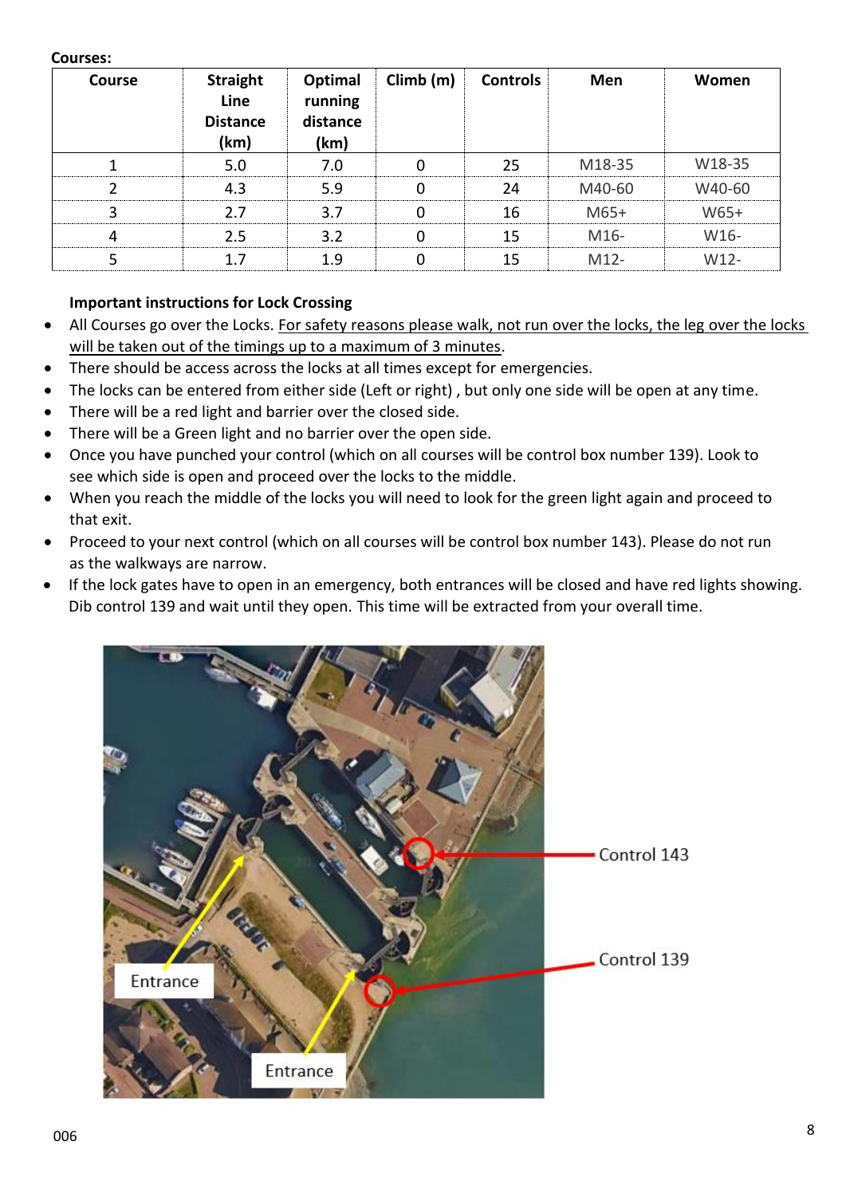**Courses:**

| Course | Straight Line Distance (km) | Optimal running distance (km) | Climb (m) | Controls | Men | Women |
|---|---|---|---|---|---|---|
| 1 | 5.0 | 7.0 | 0 | 25 | M18-35 | W18-35 |
| 2 | 4.3 | 5.9 | 0 | 24 | M40-60 | W40-60 |
| 3 | 2.7 | 3.7 | 0 | 16 | M65+ | W65+ |
| 4 | 2.5 | 3.2 | 0 | 15 | M16- | W16- |
| 5 | 1.7 | 1.9 | 0 | 15 | M12- | W12- |

**Important instructions for Lock Crossing**

- All Courses go over the Locks. For safety reasons please walk, not run over the locks, the leg over the locks will be taken out of the timings up to a maximum of 3 minutes.
- There should be access across the locks at all times except for emergencies.
- The locks can be entered from either side (Left or right) , but only one side will be open at any time.
- There will be a red light and barrier over the closed side.
- There will be a Green light and no barrier over the open side.
- Once you have punched your control (which on all courses will be control box number 139). Look to see which side is open and proceed over the locks to the middle.
- When you reach the middle of the locks you will need to look for the green light again and proceed to that exit.
- Proceed to your next control (which on all courses will be control box number 143). Please do not run as the walkways are narrow.
- If the lock gates have to open in an emergency, both entrances will be closed and have red lights showing. Dib control 139 and wait until they open. This time will be extracted from your overall time.

Control 143

Control 139

Entrance

Entrance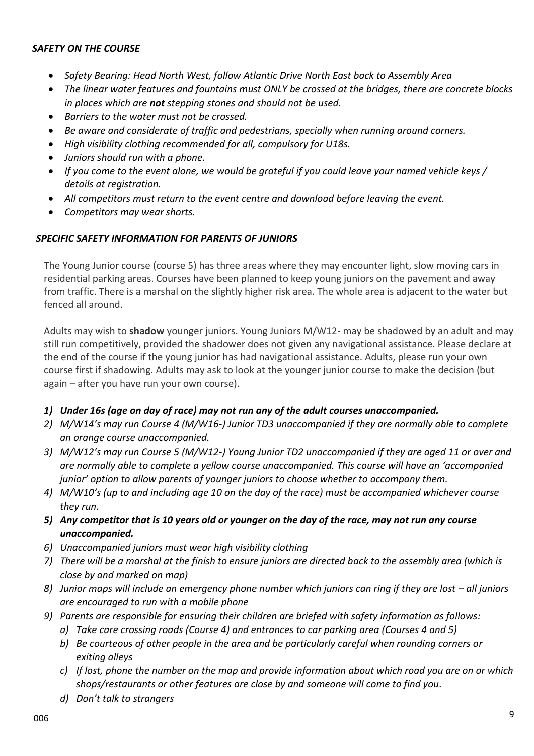### *SAFETY ON THE COURSE*

- *Safety Bearing: Head North West, follow Atlantic Drive North East back to Assembly Area*
- *The linear water features and fountains must ONLY be crossed at the bridges, there are concrete blocks in places which are **not** stepping stones and should not be used.*
- *Barriers to the water must not be crossed.*
- *Be aware and considerate of traffic and pedestrians, specially when running around corners.*
- *High visibility clothing recommended for all, compulsory for U18s.*
- *Juniors should run with a phone.*
- *If you come to the event alone, we would be grateful if you could leave your named vehicle keys / details at registration.*
- *All competitors must return to the event centre and download before leaving the event.*
- *Competitors may wear shorts.*

### *SPECIFIC SAFETY INFORMATION FOR PARENTS OF JUNIORS*

The Young Junior course (course 5) has three areas where they may encounter light, slow moving cars in residential parking areas. Courses have been planned to keep young juniors on the pavement and away from traffic. There is a marshal on the slightly higher risk area. The whole area is adjacent to the water but fenced all around.

Adults may wish to **shadow** younger juniors. Young Juniors M/W12- may be shadowed by an adult and may still run competitively, provided the shadower does not given any navigational assistance. Please declare at the end of the course if the young junior has had navigational assistance. Adults, please run your own course first if shadowing. Adults may ask to look at the younger junior course to make the decision (but again – after you have run your own course).

1) ***Under 16s (age on day of race) may not run any of the adult courses unaccompanied.***
2) *M/W14's may run Course 4 (M/W16-) Junior TD3 unaccompanied if they are normally able to complete an orange course unaccompanied.*
3) *M/W12's may run Course 5 (M/W12-) Young Junior TD2 unaccompanied if they are aged 11 or over and are normally able to complete a yellow course unaccompanied. This course will have an 'accompanied junior' option to allow parents of younger juniors to choose whether to accompany them.*
4) *M/W10's (up to and including age 10 on the day of the race) must be accompanied whichever course they run.*
5) ***Any competitor that is 10 years old or younger on the day of the race, may not run any course unaccompanied.***
6) *Unaccompanied juniors must wear high visibility clothing*
7) *There will be a marshal at the finish to ensure juniors are directed back to the assembly area (which is close by and marked on map)*
8) *Junior maps will include an emergency phone number which juniors can ring if they are lost – all juniors are encouraged to run with a mobile phone*
9) *Parents are responsible for ensuring their children are briefed with safety information as follows:*
   a) *Take care crossing roads (Course 4) and entrances to car parking area (Courses 4 and 5)*
   b) *Be courteous of other people in the area and be particularly careful when rounding corners or exiting alleys*
   c) *If lost, phone the number on the map and provide information about which road you are on or which shops/restaurants or other features are close by and someone will come to find you.*
   d) *Don't talk to strangers*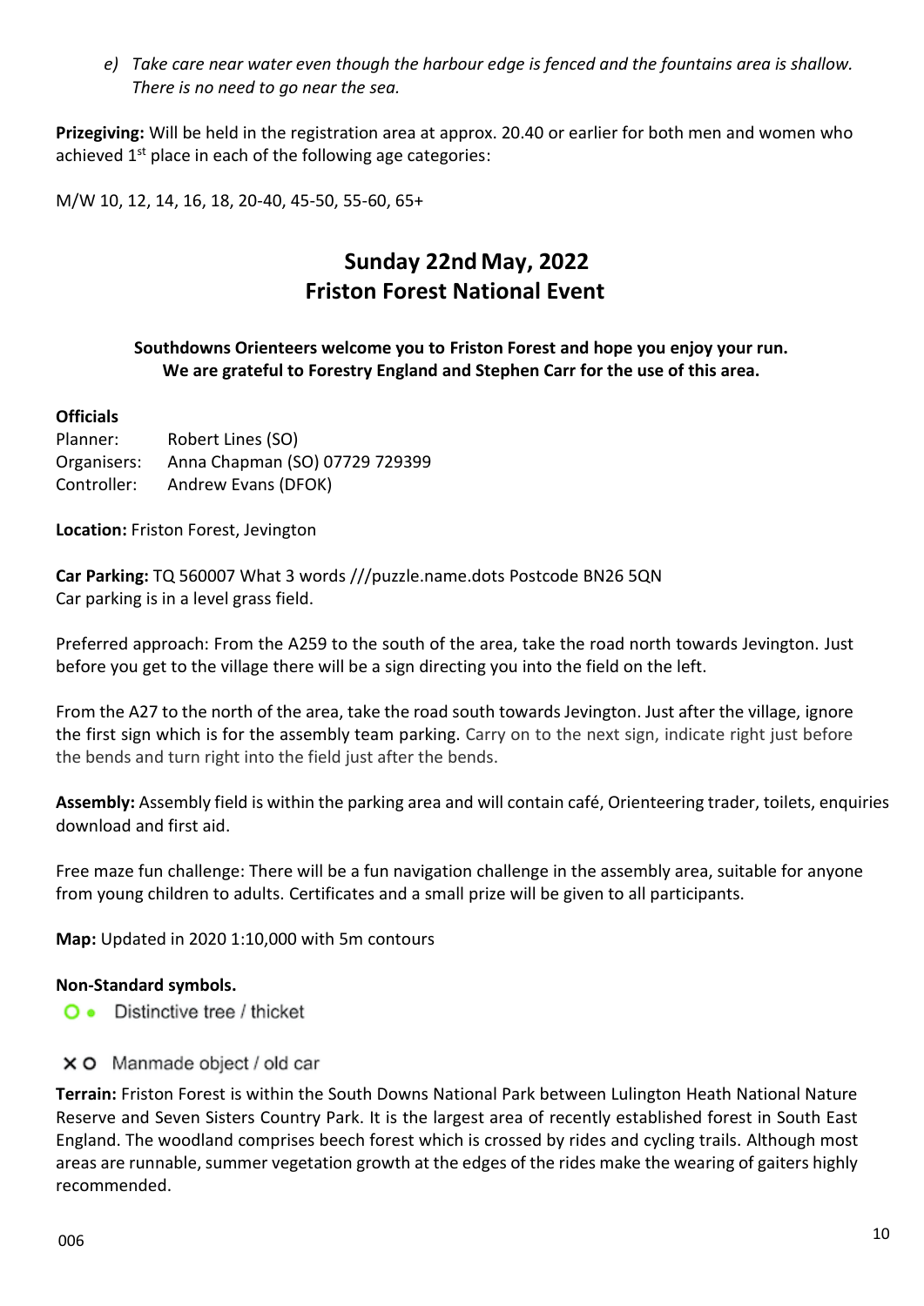*e) Take care near water even though the harbour edge is fenced and the fountains area is shallow. There is no need to go near the sea.*

**Prizegiving:** Will be held in the registration area at approx. 20.40 or earlier for both men and women who achieved 1st place in each of the following age categories:

M/W 10, 12, 14, 16, 18, 20-40, 45-50, 55-60, 65+

## Sunday 22nd May, 2022
## Friston Forest National Event

**Southdowns Orienteers welcome you to Friston Forest and hope you enjoy your run. We are grateful to Forestry England and Stephen Carr for the use of this area.**

**Officials**

Planner: Robert Lines (SO)
Organisers: Anna Chapman (SO) 07729 729399
Controller: Andrew Evans (DFOK)

**Location:** Friston Forest, Jevington

**Car Parking:** TQ 560007 What 3 words ///puzzle.name.dots Postcode BN26 5QN
Car parking is in a level grass field.

Preferred approach: From the A259 to the south of the area, take the road north towards Jevington. Just before you get to the village there will be a sign directing you into the field on the left.

From the A27 to the north of the area, take the road south towards Jevington. Just after the village, ignore the first sign which is for the assembly team parking. Carry on to the next sign, indicate right just before the bends and turn right into the field just after the bends.

**Assembly:** Assembly field is within the parking area and will contain café, Orienteering trader, toilets, enquiries download and first aid.

Free maze fun challenge: There will be a fun navigation challenge in the assembly area, suitable for anyone from young children to adults. Certificates and a small prize will be given to all participants.

**Map:** Updated in 2020 1:10,000 with 5m contours

**Non-Standard symbols.**

O • Distinctive tree / thicket

X O Manmade object / old car

**Terrain:** Friston Forest is within the South Downs National Park between Lulington Heath National Nature Reserve and Seven Sisters Country Park. It is the largest area of recently established forest in South East England. The woodland comprises beech forest which is crossed by rides and cycling trails. Although most areas are runnable, summer vegetation growth at the edges of the rides make the wearing of gaiters highly recommended.

006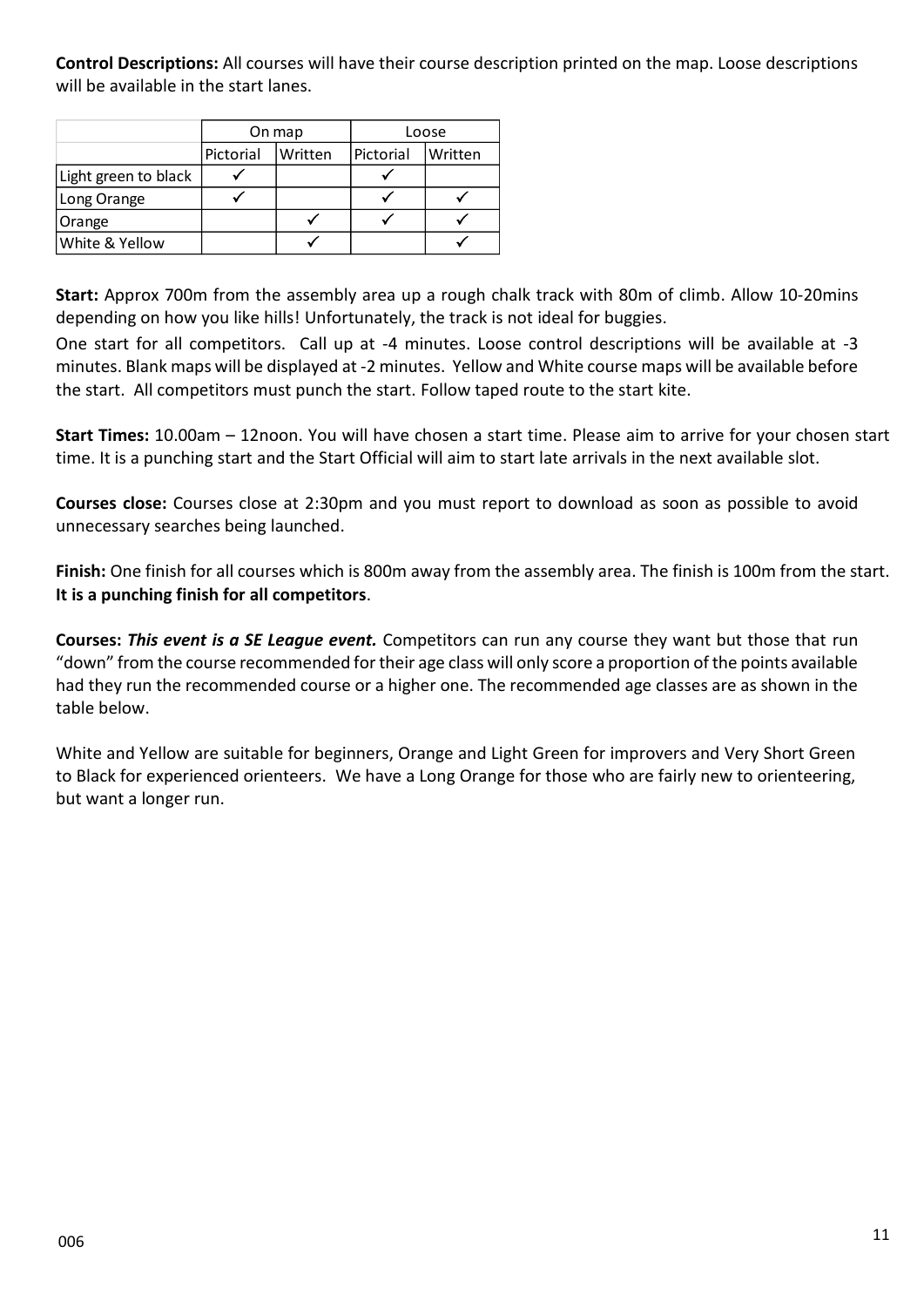**Control Descriptions:** All courses will have their course description printed on the map. Loose descriptions will be available in the start lanes.

| | On map | | Loose | |
|---|---|---|---|---|
| | Pictorial | Written | Pictorial | Written |
| Light green to black | ✓ | | ✓ | |
| Long Orange | ✓ | | ✓ | ✓ |
| Orange | | ✓ | ✓ | ✓ |
| White & Yellow | | ✓ | | ✓ |

**Start:** Approx 700m from the assembly area up a rough chalk track with 80m of climb. Allow 10-20mins depending on how you like hills! Unfortunately, the track is not ideal for buggies.

One start for all competitors. Call up at -4 minutes. Loose control descriptions will be available at -3 minutes. Blank maps will be displayed at -2 minutes. Yellow and White course maps will be available before the start. All competitors must punch the start. Follow taped route to the start kite.

**Start Times:** 10.00am – 12noon. You will have chosen a start time. Please aim to arrive for your chosen start time. It is a punching start and the Start Official will aim to start late arrivals in the next available slot.

**Courses close:** Courses close at 2:30pm and you must report to download as soon as possible to avoid unnecessary searches being launched.

**Finish:** One finish for all courses which is 800m away from the assembly area. The finish is 100m from the start. **It is a punching finish for all competitors**.

**Courses:** ***This event is a SE League event.*** Competitors can run any course they want but those that run "down" from the course recommended for their age class will only score a proportion of the points available had they run the recommended course or a higher one. The recommended age classes are as shown in the table below.

White and Yellow are suitable for beginners, Orange and Light Green for improvers and Very Short Green to Black for experienced orienteers. We have a Long Orange for those who are fairly new to orienteering, but want a longer run.

006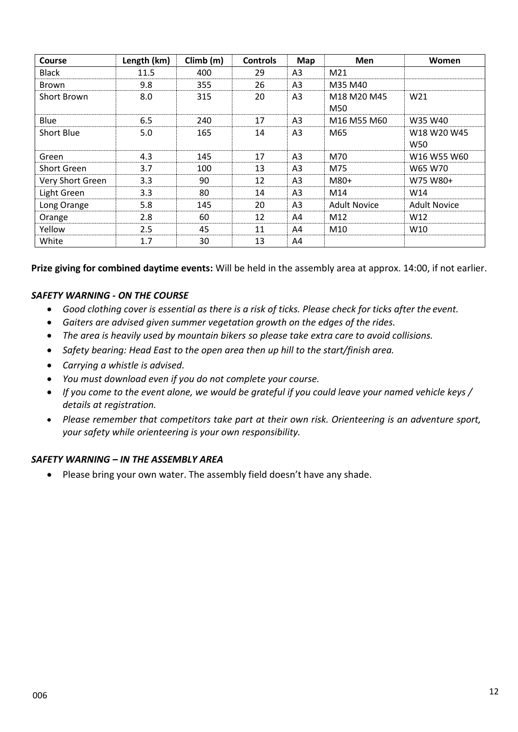| Course | Length (km) | Climb (m) | Controls | Map | Men | Women |
|---|---|---|---|---|---|---|
| Black | 11.5 | 400 | 29 | A3 | M21 | |
| Brown | 9.8 | 355 | 26 | A3 | M35 M40 | |
| Short Brown | 8.0 | 315 | 20 | A3 | M18 M20 M45 M50 | W21 |
| Blue | 6.5 | 240 | 17 | A3 | M16 M55 M60 | W35 W40 |
| Short Blue | 5.0 | 165 | 14 | A3 | M65 | W18 W20 W45 W50 |
| Green | 4.3 | 145 | 17 | A3 | M70 | W16 W55 W60 |
| Short Green | 3.7 | 100 | 13 | A3 | M75 | W65 W70 |
| Very Short Green | 3.3 | 90 | 12 | A3 | M80+ | W75 W80+ |
| Light Green | 3.3 | 80 | 14 | A3 | M14 | W14 |
| Long Orange | 5.8 | 145 | 20 | A3 | Adult Novice | Adult Novice |
| Orange | 2.8 | 60 | 12 | A4 | M12 | W12 |
| Yellow | 2.5 | 45 | 11 | A4 | M10 | W10 |
| White | 1.7 | 30 | 13 | A4 | | |

**Prize giving for combined daytime events:** Will be held in the assembly area at approx. 14:00, if not earlier.

### *SAFETY WARNING - ON THE COURSE*

- *Good clothing cover is essential as there is a risk of ticks. Please check for ticks after the event.*
- *Gaiters are advised given summer vegetation growth on the edges of the rides.*
- *The area is heavily used by mountain bikers so please take extra care to avoid collisions.*
- *Safety bearing: Head East to the open area then up hill to the start/finish area.*
- *Carrying a whistle is advised.*
- *You must download even if you do not complete your course.*
- *If you come to the event alone, we would be grateful if you could leave your named vehicle keys / details at registration.*
- *Please remember that competitors take part at their own risk. Orienteering is an adventure sport, your safety while orienteering is your own responsibility.*

### *SAFETY WARNING – IN THE ASSEMBLY AREA*

- Please bring your own water. The assembly field doesn't have any shade.